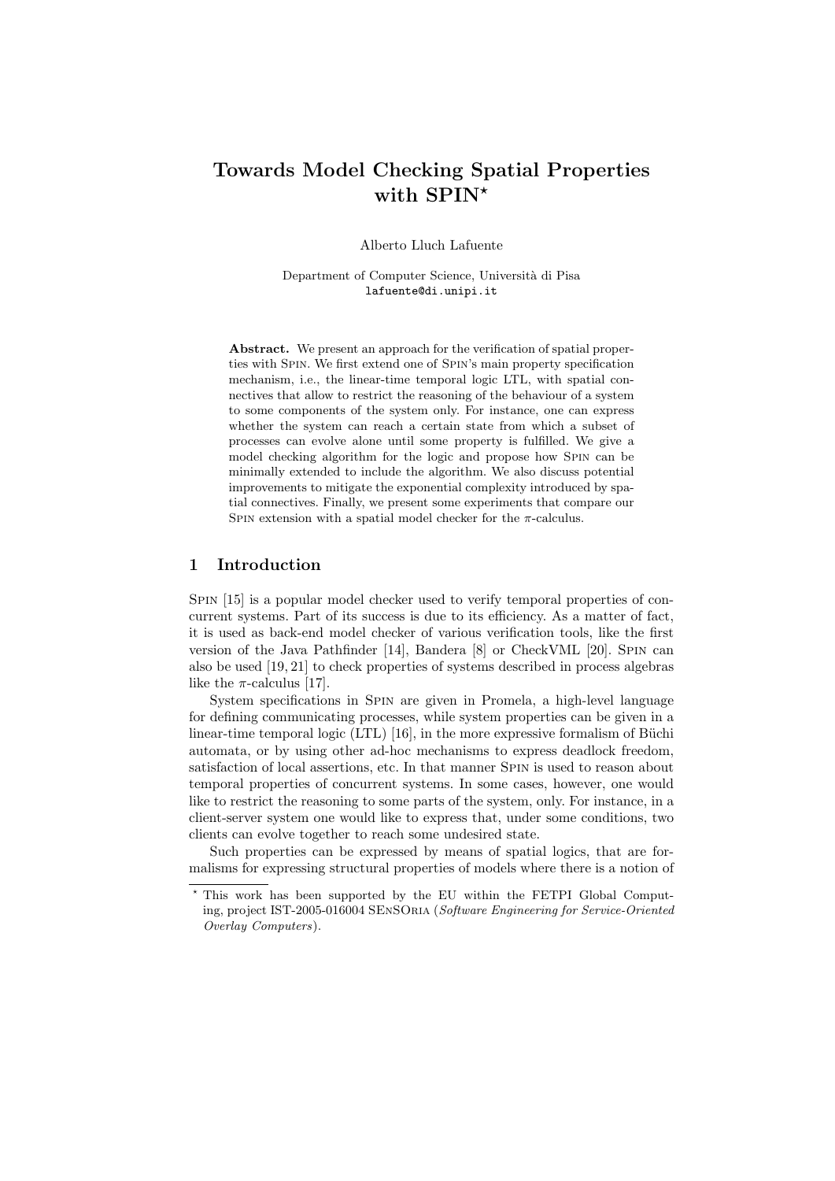# Towards Model Checking Spatial Properties with SPIN*

Alberto Lluch Lafuente

Department of Computer Science, Università di Pisa
lafuente@di.unipi.it

**Abstract.** We present an approach for the verification of spatial properties with Spin. We first extend one of Spin's main property specification mechanism, i.e., the linear-time temporal logic LTL, with spatial connectives that allow to restrict the reasoning of the behaviour of a system to some components of the system only. For instance, one can express whether the system can reach a certain state from which a subset of processes can evolve alone until some property is fulfilled. We give a model checking algorithm for the logic and propose how Spin can be minimally extended to include the algorithm. We also discuss potential improvements to mitigate the exponential complexity introduced by spatial connectives. Finally, we present some experiments that compare our Spin extension with a spatial model checker for the $\pi$-calculus.

## 1 Introduction

Spin [15] is a popular model checker used to verify temporal properties of concurrent systems. Part of its success is due to its efficiency. As a matter of fact, it is used as back-end model checker of various verification tools, like the first version of the Java Pathfinder [14], Bandera [8] or CheckVML [20]. Spin can also be used [19, 21] to check properties of systems described in process algebras like the $\pi$-calculus [17].

System specifications in Spin are given in Promela, a high-level language for defining communicating processes, while system properties can be given in a linear-time temporal logic (LTL) [16], in the more expressive formalism of Büchi automata, or by using other ad-hoc mechanisms to express deadlock freedom, satisfaction of local assertions, etc. In that manner Spin is used to reason about temporal properties of concurrent systems. In some cases, however, one would like to restrict the reasoning to some parts of the system, only. For instance, in a client-server system one would like to express that, under some conditions, two clients can evolve together to reach some undesired state.

Such properties can be expressed by means of spatial logics, that are formalisms for expressing structural properties of models where there is a notion of

* This work has been supported by the EU within the FETPI Global Computing, project IST-2005-016004 SEnSOria (*Software Engineering for Service-Oriented Overlay Computers*).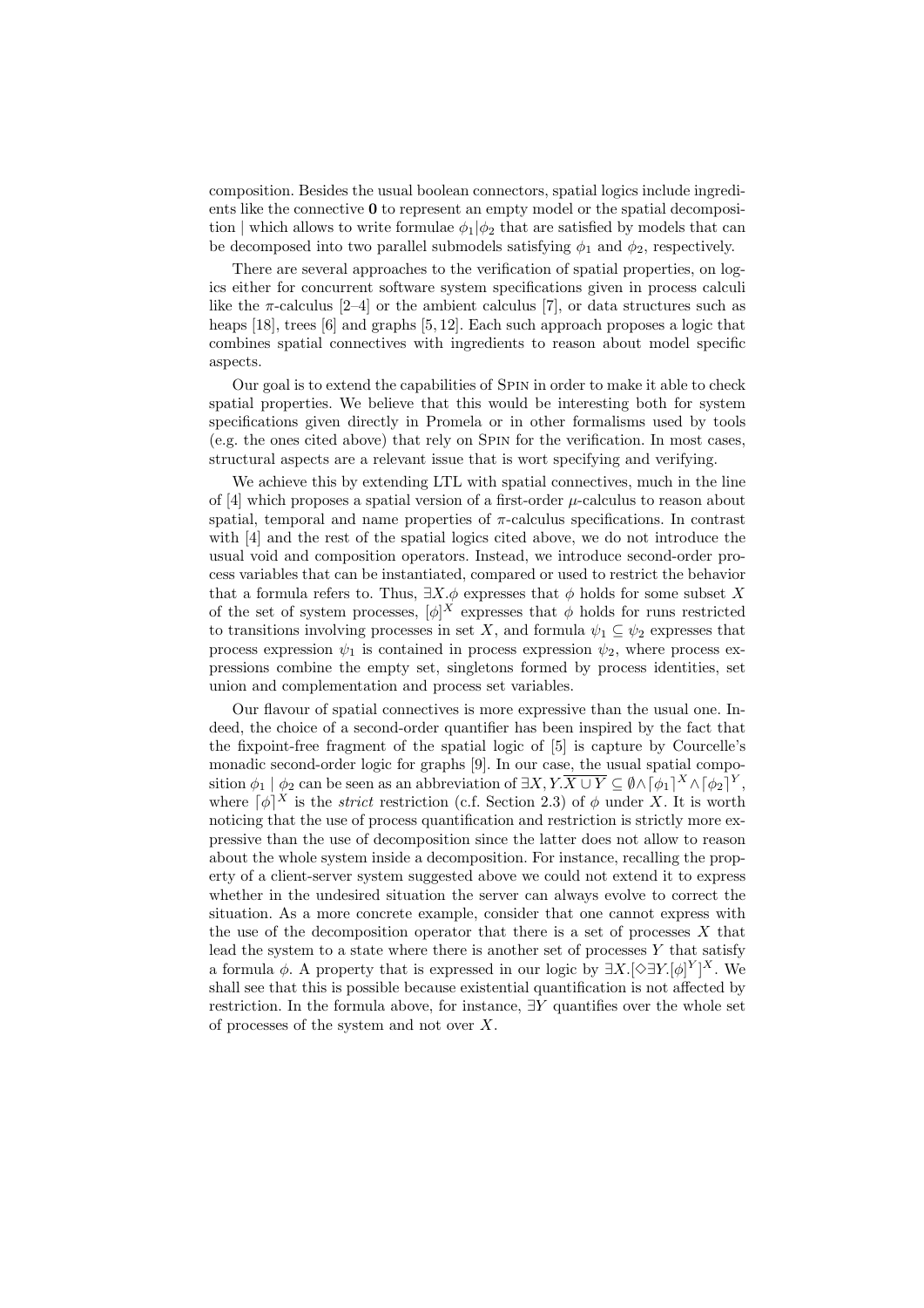composition. Besides the usual boolean connectors, spatial logics include ingredients like the connective **0** to represent an empty model or the spatial decomposition $|$ which allows to write formulae $\phi_1|\phi_2$ that are satisfied by models that can be decomposed into two parallel submodels satisfying $\phi_1$ and $\phi_2$, respectively.

There are several approaches to the verification of spatial properties, on logics either for concurrent software system specifications given in process calculi like the $\pi$-calculus [2–4] or the ambient calculus [7], or data structures such as heaps [18], trees [6] and graphs [5, 12]. Each such approach proposes a logic that combines spatial connectives with ingredients to reason about model specific aspects.

Our goal is to extend the capabilities of Spin in order to make it able to check spatial properties. We believe that this would be interesting both for system specifications given directly in Promela or in other formalisms used by tools (e.g. the ones cited above) that rely on Spin for the verification. In most cases, structural aspects are a relevant issue that is wort specifying and verifying.

We achieve this by extending LTL with spatial connectives, much in the line of [4] which proposes a spatial version of a first-order $\mu$-calculus to reason about spatial, temporal and name properties of $\pi$-calculus specifications. In contrast with [4] and the rest of the spatial logics cited above, we do not introduce the usual void and composition operators. Instead, we introduce second-order process variables that can be instantiated, compared or used to restrict the behavior that a formula refers to. Thus, $\exists X.\phi$ expresses that $\phi$ holds for some subset $X$ of the set of system processes, $[\phi]^X$ expresses that $\phi$ holds for runs restricted to transitions involving processes in set $X$, and formula $\psi_1 \subseteq \psi_2$ expresses that process expression $\psi_1$ is contained in process expression $\psi_2$, where process expressions combine the empty set, singletons formed by process identities, set union and complementation and process set variables.

Our flavour of spatial connectives is more expressive than the usual one. Indeed, the choice of a second-order quantifier has been inspired by the fact that the fixpoint-free fragment of the spatial logic of [5] is capture by Courcelle's monadic second-order logic for graphs [9]. In our case, the usual spatial composition $\phi_1 \mid \phi_2$ can be seen as an abbreviation of $\exists X, Y.\overline{X \cup Y} \subseteq \emptyset \wedge \lceil\phi_1\rceil^X \wedge \lceil\phi_2\rceil^Y$, where $\lceil\phi\rceil^X$ is the *strict* restriction (c.f. Section 2.3) of $\phi$ under $X$. It is worth noticing that the use of process quantification and restriction is strictly more expressive than the use of decomposition since the latter does not allow to reason about the whole system inside a decomposition. For instance, recalling the property of a client-server system suggested above we could not extend it to express whether in the undesired situation the server can always evolve to correct the situation. As a more concrete example, consider that one cannot express with the use of the decomposition operator that there is a set of processes $X$ that lead the system to a state where there is another set of processes $Y$ that satisfy a formula $\phi$. A property that is expressed in our logic by $\exists X.[\Diamond\exists Y.[\phi]^Y]^X$. We shall see that this is possible because existential quantification is not affected by restriction. In the formula above, for instance, $\exists Y$ quantifies over the whole set of processes of the system and not over $X$.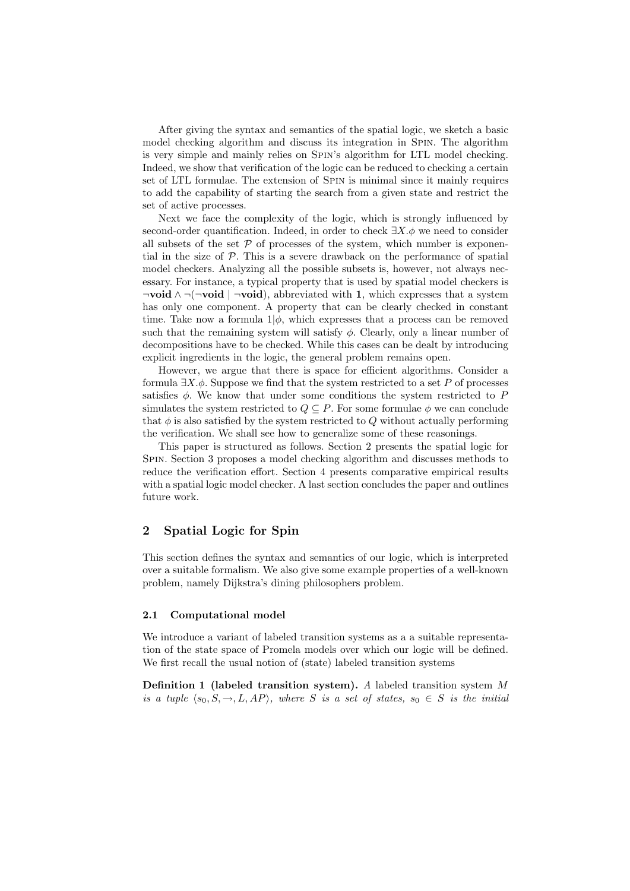After giving the syntax and semantics of the spatial logic, we sketch a basic model checking algorithm and discuss its integration in Spin. The algorithm is very simple and mainly relies on Spin's algorithm for LTL model checking. Indeed, we show that verification of the logic can be reduced to checking a certain set of LTL formulae. The extension of Spin is minimal since it mainly requires to add the capability of starting the search from a given state and restrict the set of active processes.

Next we face the complexity of the logic, which is strongly influenced by second-order quantification. Indeed, in order to check $\exists X.\phi$ we need to consider all subsets of the set $\mathcal{P}$ of processes of the system, which number is exponential in the size of $\mathcal{P}$. This is a severe drawback on the performance of spatial model checkers. Analyzing all the possible subsets is, however, not always necessary. For instance, a typical property that is used by spatial model checkers is $\neg\mathbf{void} \wedge \neg(\neg\mathbf{void} \mid \neg\mathbf{void})$, abbreviated with $\mathbf{1}$, which expresses that a system has only one component. A property that can be clearly checked in constant time. Take now a formula $1|\phi$, which expresses that a process can be removed such that the remaining system will satisfy $\phi$. Clearly, only a linear number of decompositions have to be checked. While this cases can be dealt by introducing explicit ingredients in the logic, the general problem remains open.

However, we argue that there is space for efficient algorithms. Consider a formula $\exists X.\phi$. Suppose we find that the system restricted to a set $P$ of processes satisfies $\phi$. We know that under some conditions the system restricted to $P$ simulates the system restricted to $Q \subseteq P$. For some formulae $\phi$ we can conclude that $\phi$ is also satisfied by the system restricted to $Q$ without actually performing the verification. We shall see how to generalize some of these reasonings.

This paper is structured as follows. Section 2 presents the spatial logic for Spin. Section 3 proposes a model checking algorithm and discusses methods to reduce the verification effort. Section 4 presents comparative empirical results with a spatial logic model checker. A last section concludes the paper and outlines future work.

## 2 Spatial Logic for Spin

This section defines the syntax and semantics of our logic, which is interpreted over a suitable formalism. We also give some example properties of a well-known problem, namely Dijkstra's dining philosophers problem.

### 2.1 Computational model

We introduce a variant of labeled transition systems as a a suitable representation of the state space of Promela models over which our logic will be defined. We first recall the usual notion of (state) labeled transition systems

**Definition 1 (labeled transition system).** *A* labeled transition system *$M$ is a tuple $\langle s_0, S, \rightarrow, L, AP\rangle$, where $S$ is a set of states, $s_0 \in S$ is the initial*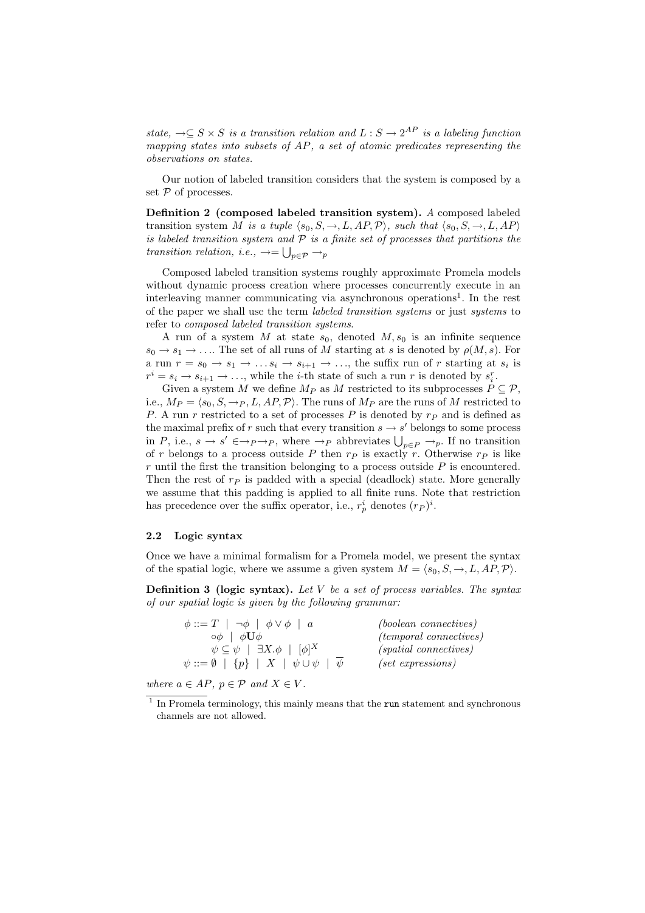*state, $\rightarrow \subseteq S \times S$ is a transition relation and $L : S \rightarrow 2^{AP}$ is a labeling function mapping states into subsets of $AP$, a set of atomic predicates representing the observations on states.*

Our notion of labeled transition considers that the system is composed by a set $\mathcal{P}$ of processes.

**Definition 2 (composed labeled transition system).** *A* composed labeled transition system *$M$ is a tuple $\langle s_0, S, \rightarrow, L, AP, \mathcal{P} \rangle$, such that $\langle s_0, S, \rightarrow, L, AP \rangle$ is labeled transition system and $\mathcal{P}$ is a finite set of processes that partitions the transition relation, i.e., $\rightarrow = \bigcup_{p \in \mathcal{P}} \rightarrow_p$*

Composed labeled transition systems roughly approximate Promela models without dynamic process creation where processes concurrently execute in an interleaving manner communicating via asynchronous operations[1]. In the rest of the paper we shall use the term *labeled transition systems* or just *systems* to refer to *composed labeled transition systems*.

A run of a system $M$ at state $s_0$, denoted $M, s_0$ is an infinite sequence $s_0 \rightarrow s_1 \rightarrow \ldots$. The set of all runs of $M$ starting at $s$ is denoted by $\rho(M, s)$. For a run $r = s_0 \rightarrow s_1 \rightarrow \ldots s_i \rightarrow s_{i+1} \rightarrow \ldots$, the suffix run of $r$ starting at $s_i$ is $r^i = s_i \rightarrow s_{i+1} \rightarrow \ldots$, while the $i$-th state of such a run $r$ is denoted by $s^r_i$.

Given a system $M$ we define $M_P$ as $M$ restricted to its subprocesses $P \subseteq \mathcal{P}$, i.e., $M_P = \langle s_0, S, \rightarrow_P, L, AP, \mathcal{P} \rangle$. The runs of $M_P$ are the runs of $M$ restricted to $P$. A run $r$ restricted to a set of processes $P$ is denoted by $r_P$ and is defined as the maximal prefix of $r$ such that every transition $s \rightarrow s'$ belongs to some process in $P$, i.e., $s \rightarrow s' \in \rightarrow_P \rightarrow_P$, where $\rightarrow_P$ abbreviates $\bigcup_{p \in P} \rightarrow_p$. If no transition of $r$ belongs to a process outside $P$ then $r_P$ is exactly $r$. Otherwise $r_P$ is like $r$ until the first the transition belonging to a process outside $P$ is encountered. Then the rest of $r_P$ is padded with a special (deadlock) state. More generally we assume that this padding is applied to all finite runs. Note that restriction has precedence over the suffix operator, i.e., $r^i_p$ denotes $(r_P)^i$.

### 2.2 Logic syntax

Once we have a minimal formalism for a Promela model, we present the syntax of the spatial logic, where we assume a given system $M = \langle s_0, S, \rightarrow, L, AP, \mathcal{P} \rangle$.

**Definition 3 (logic syntax).** *Let $V$ be a set of process variables. The syntax of our spatial logic is given by the following grammar:*

$$
\begin{array}{llr}
\phi ::= & T \mid \neg\phi \mid \phi \vee \phi \mid a & \textit{(boolean connectives)} \\
 & \circ\phi \mid \phi \mathbf{U} \phi & \textit{(temporal connectives)} \\
 & \psi \subseteq \psi \mid \exists X.\phi \mid [\phi]^X & \textit{(spatial connectives)} \\
\psi ::= & \emptyset \mid \{p\} \mid X \mid \psi \cup \psi \mid \overline{\psi} & \textit{(set expressions)}
\end{array}
$$

*where $a \in AP$, $p \in \mathcal{P}$ and $X \in V$.*

[1] In Promela terminology, this mainly means that the `run` statement and synchronous channels are not allowed.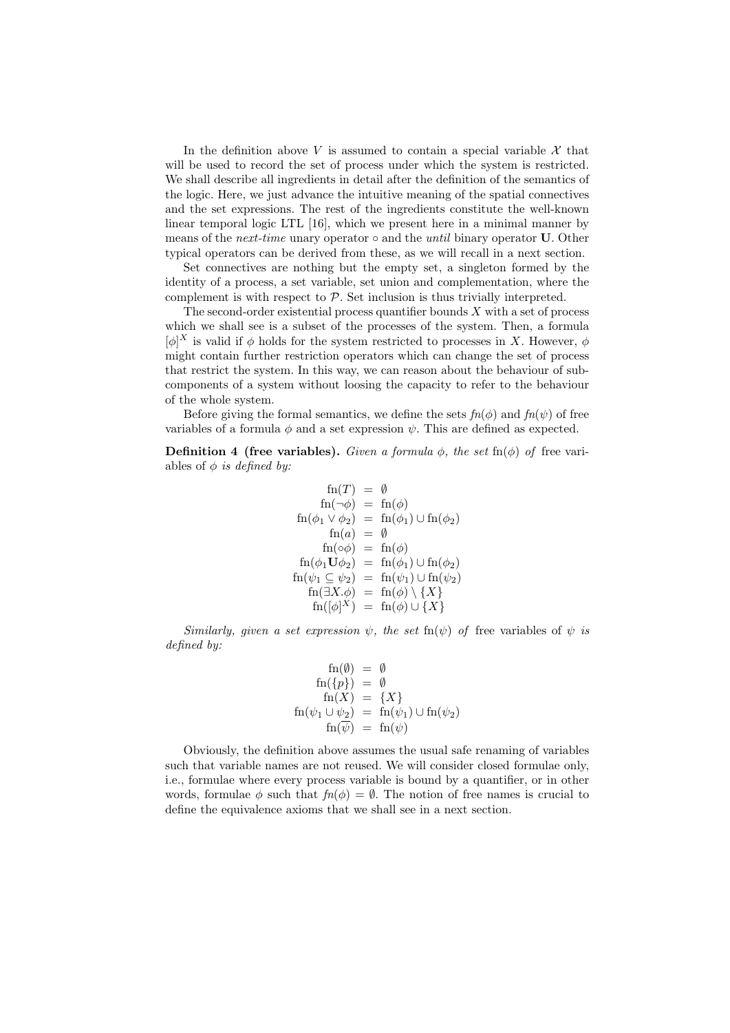In the definition above $V$ is assumed to contain a special variable $\mathcal{X}$ that will be used to record the set of process under which the system is restricted. We shall describe all ingredients in detail after the definition of the semantics of the logic. Here, we just advance the intuitive meaning of the spatial connectives and the set expressions. The rest of the ingredients constitute the well-known linear temporal logic LTL [16], which we present here in a minimal manner by means of the *next-time* unary operator $\circ$ and the *until* binary operator $\mathbf{U}$. Other typical operators can be derived from these, as we will recall in a next section.

Set connectives are nothing but the empty set, a singleton formed by the identity of a process, a set variable, set union and complementation, where the complement is with respect to $\mathcal{P}$. Set inclusion is thus trivially interpreted.

The second-order existential process quantifier bounds $X$ with a set of process which we shall see is a subset of the processes of the system. Then, a formula $[\phi]^X$ is valid if $\phi$ holds for the system restricted to processes in $X$. However, $\phi$ might contain further restriction operators which can change the set of process that restrict the system. In this way, we can reason about the behaviour of subcomponents of a system without loosing the capacity to refer to the behaviour of the whole system.

Before giving the formal semantics, we define the sets $fn(\phi)$ and $fn(\psi)$ of free variables of a formula $\phi$ and a set expression $\psi$. This are defined as expected.

**Definition 4 (free variables).** *Given a formula $\phi$, the set* $\mathrm{fn}(\phi)$ *of* free variables of $\phi$ *is defined by:*

$$
\begin{aligned}
\mathrm{fn}(T) &= \emptyset \\
\mathrm{fn}(\neg\phi) &= \mathrm{fn}(\phi) \\
\mathrm{fn}(\phi_1 \vee \phi_2) &= \mathrm{fn}(\phi_1) \cup \mathrm{fn}(\phi_2) \\
\mathrm{fn}(a) &= \emptyset \\
\mathrm{fn}(\circ\phi) &= \mathrm{fn}(\phi) \\
\mathrm{fn}(\phi_1 \mathbf{U} \phi_2) &= \mathrm{fn}(\phi_1) \cup \mathrm{fn}(\phi_2) \\
\mathrm{fn}(\psi_1 \subseteq \psi_2) &= \mathrm{fn}(\psi_1) \cup \mathrm{fn}(\psi_2) \\
\mathrm{fn}(\exists X.\phi) &= \mathrm{fn}(\phi) \setminus \{X\} \\
\mathrm{fn}([\phi]^X) &= \mathrm{fn}(\phi) \cup \{X\}
\end{aligned}
$$

*Similarly, given a set expression $\psi$, the set* $\mathrm{fn}(\psi)$ *of* free variables of $\psi$ *is defined by:*

$$
\begin{aligned}
\mathrm{fn}(\emptyset) &= \emptyset \\
\mathrm{fn}(\{p\}) &= \emptyset \\
\mathrm{fn}(X) &= \{X\} \\
\mathrm{fn}(\psi_1 \cup \psi_2) &= \mathrm{fn}(\psi_1) \cup \mathrm{fn}(\psi_2) \\
\mathrm{fn}(\overline{\psi}) &= \mathrm{fn}(\psi)
\end{aligned}
$$

Obviously, the definition above assumes the usual safe renaming of variables such that variable names are not reused. We will consider closed formulae only, i.e., formulae where every process variable is bound by a quantifier, or in other words, formulae $\phi$ such that $fn(\phi) = \emptyset$. The notion of free names is crucial to define the equivalence axioms that we shall see in a next section.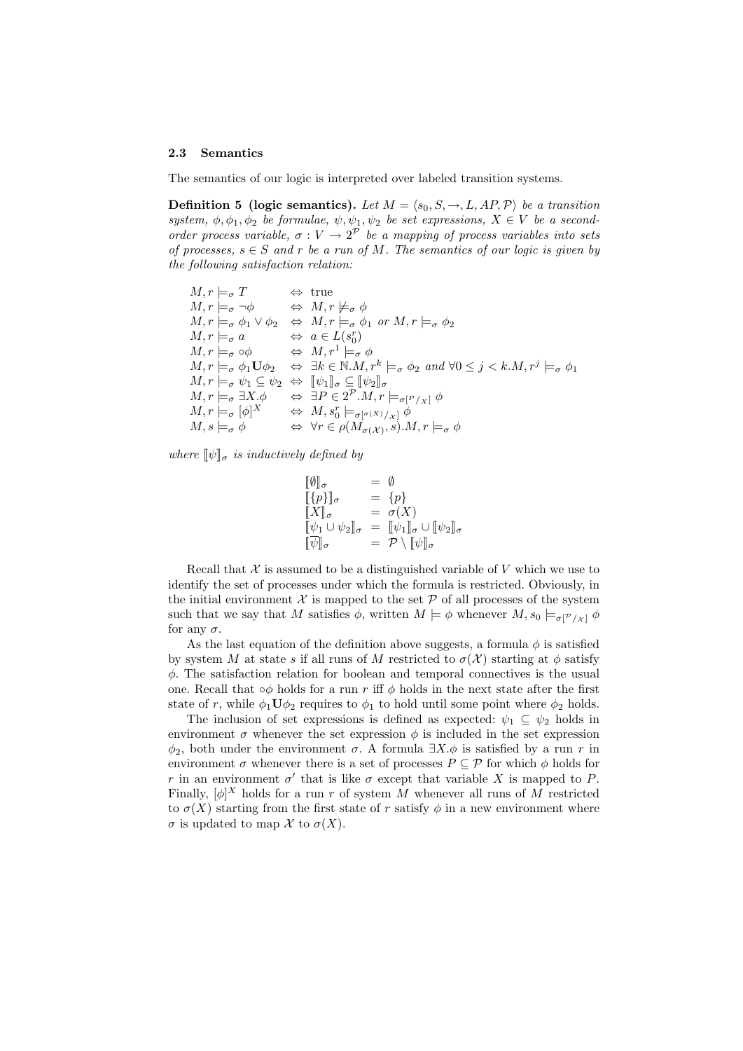### 2.3 Semantics

The semantics of our logic is interpreted over labeled transition systems.

**Definition 5 (logic semantics).** *Let $M = \langle s_0, S, \rightarrow, L, AP, \mathcal{P}\rangle$ be a transition system, $\phi, \phi_1, \phi_2$ be formulae, $\psi, \psi_1, \psi_2$ be set expressions, $X \in V$ be a second-order process variable, $\sigma : V \rightarrow 2^{\mathcal{P}}$ be a mapping of process variables into sets of processes, $s \in S$ and $r$ be a run of $M$. The semantics of our logic is given by the following satisfaction relation:*

$$
\begin{array}{lcl}
M, r \models_\sigma T & \Leftrightarrow & \text{true} \\
M, r \models_\sigma \neg\phi & \Leftrightarrow & M, r \not\models_\sigma \phi \\
M, r \models_\sigma \phi_1 \vee \phi_2 & \Leftrightarrow & M, r \models_\sigma \phi_1 \text{ or } M, r \models_\sigma \phi_2 \\
M, r \models_\sigma a & \Leftrightarrow & a \in L(s_0^r) \\
M, r \models_\sigma \circ\phi & \Leftrightarrow & M, r^1 \models_\sigma \phi \\
M, r \models_\sigma \phi_1 \mathbf{U} \phi_2 & \Leftrightarrow & \exists k \in \mathbb{N}. M, r^k \models_\sigma \phi_2 \text{ and } \forall 0 \leq j < k. M, r^j \models_\sigma \phi_1 \\
M, r \models_\sigma \psi_1 \subseteq \psi_2 & \Leftrightarrow & [\![\psi_1]\!]_\sigma \subseteq [\![\psi_2]\!]_\sigma \\
M, r \models_\sigma \exists X.\phi & \Leftrightarrow & \exists P \in 2^{\mathcal{P}}. M, r \models_{\sigma[^P/_X]} \phi \\
M, r \models_\sigma [\phi]^X & \Leftrightarrow & M, s_0^r \models_{\sigma[^{\sigma(X)}/_{\mathcal{X}}]} \phi \\
M, s \models_\sigma \phi & \Leftrightarrow & \forall r \in \rho(M_{\sigma(\mathcal{X})}, s). M, r \models_\sigma \phi
\end{array}
$$

*where $[\![\psi]\!]_\sigma$ is inductively defined by*

$$
\begin{array}{lcl}
[\![\emptyset]\!]_\sigma & = & \emptyset \\
[\![\{p\}]\!]_\sigma & = & \{p\} \\
[\![X]\!]_\sigma & = & \sigma(X) \\
[\![\psi_1 \cup \psi_2]\!]_\sigma & = & [\![\psi_1]\!]_\sigma \cup [\![\psi_2]\!]_\sigma \\
[\![\overline{\psi}]\!]_\sigma & = & \mathcal{P} \setminus [\![\psi]\!]_\sigma
\end{array}
$$

Recall that $\mathcal{X}$ is assumed to be a distinguished variable of $V$ which we use to identify the set of processes under which the formula is restricted. Obviously, in the initial environment $\mathcal{X}$ is mapped to the set $\mathcal{P}$ of all processes of the system such that we say that $M$ satisfies $\phi$, written $M \models \phi$ whenever $M, s_0 \models_{\sigma[^{\mathcal{P}}/_{\mathcal{X}}]} \phi$ for any $\sigma$.

As the last equation of the definition above suggests, a formula $\phi$ is satisfied by system $M$ at state $s$ if all runs of $M$ restricted to $\sigma(\mathcal{X})$ starting at $\phi$ satisfy $\phi$. The satisfaction relation for boolean and temporal connectives is the usual one. Recall that $\circ\phi$ holds for a run $r$ iff $\phi$ holds in the next state after the first state of $r$, while $\phi_1 \mathbf{U} \phi_2$ requires to $\phi_1$ to hold until some point where $\phi_2$ holds.

The inclusion of set expressions is defined as expected: $\psi_1 \subseteq \psi_2$ holds in environment $\sigma$ whenever the set expression $\phi$ is included in the set expression $\phi_2$, both under the environment $\sigma$. A formula $\exists X.\phi$ is satisfied by a run $r$ in environment $\sigma$ whenever there is a set of processes $P \subseteq \mathcal{P}$ for which $\phi$ holds for $r$ in an environment $\sigma'$ that is like $\sigma$ except that variable $X$ is mapped to $P$. Finally, $[\phi]^X$ holds for a run $r$ of system $M$ whenever all runs of $M$ restricted to $\sigma(X)$ starting from the first state of $r$ satisfy $\phi$ in a new environment where $\sigma$ is updated to map $\mathcal{X}$ to $\sigma(X)$.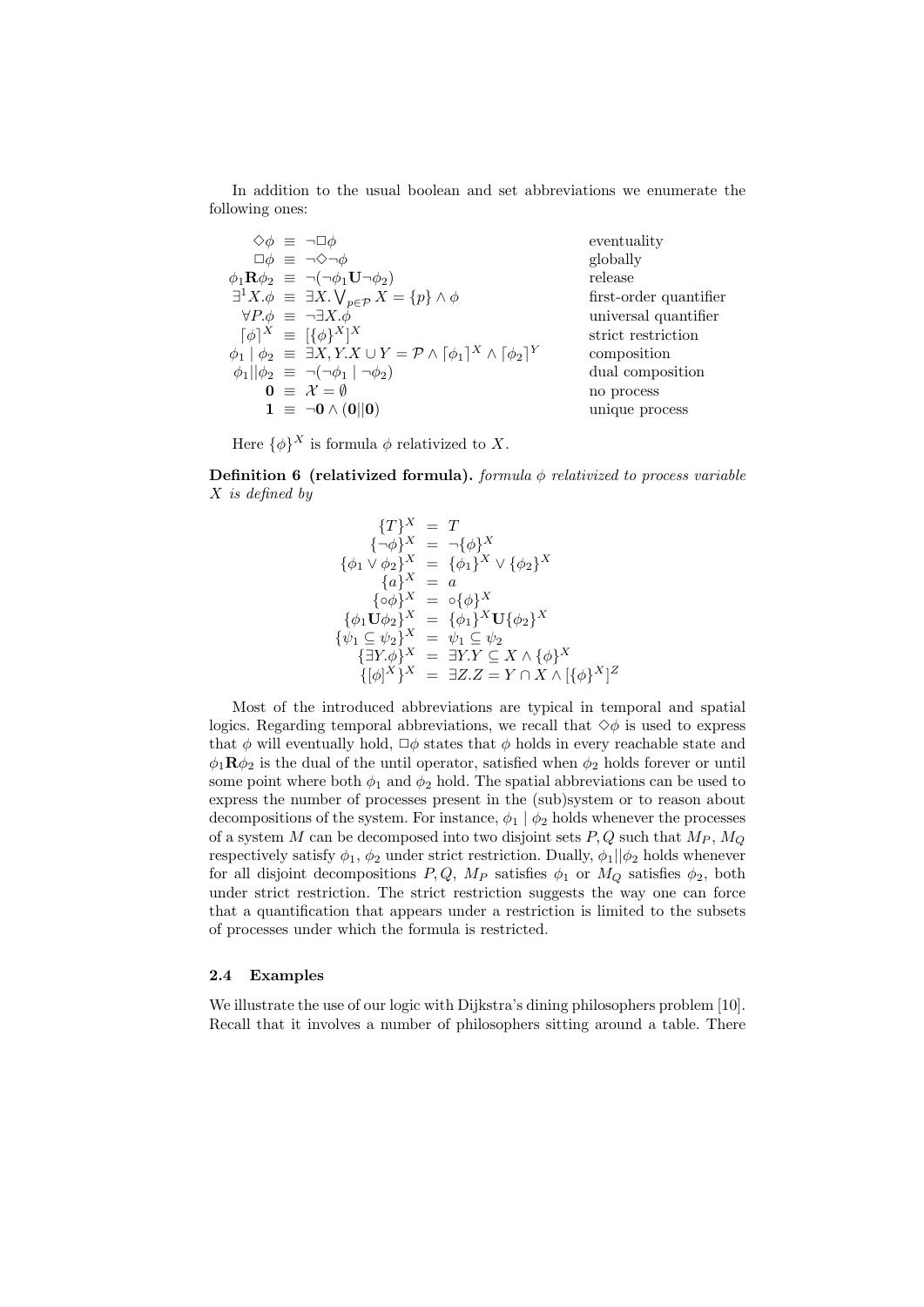In addition to the usual boolean and set abbreviations we enumerate the following ones:

| | | |
|---|---|---|
| $\Diamond\phi$ | $\equiv \neg\Box\phi$ | eventuality |
| $\Box\phi$ | $\equiv \neg\Diamond\neg\phi$ | globally |
| $\phi_1\mathbf{R}\phi_2$ | $\equiv \neg(\neg\phi_1\mathbf{U}\neg\phi_2)$ | release |
| $\exists^1 X.\phi$ | $\equiv \exists X. \bigvee_{p\in\mathcal{P}} X = \{p\} \wedge \phi$ | first-order quantifier |
| $\forall P.\phi$ | $\equiv \neg\exists X.\phi$ | universal quantifier |
| $\lceil\phi\rceil^X$ | $\equiv [\{\phi\}^X]^X$ | strict restriction |
| $\phi_1 \mid \phi_2$ | $\equiv \exists X, Y. X \cup Y = \mathcal{P} \wedge \lceil\phi_1\rceil^X \wedge \lceil\phi_2\rceil^Y$ | composition |
| $\phi_1 \vert\vert \phi_2$ | $\equiv \neg(\neg\phi_1 \mid \neg\phi_2)$ | dual composition |
| $\mathbf{0}$ | $\equiv \mathcal{X} = \emptyset$ | no process |
| $\mathbf{1}$ | $\equiv \neg\mathbf{0} \wedge (\mathbf{0}\vert\vert\mathbf{0})$ | unique process |

Here $\{\phi\}^X$ is formula $\phi$ relativized to $X$.

**Definition 6 (relativized formula).** *formula $\phi$ relativized to process variable $X$ is defined by*

$$
\begin{aligned}
\{T\}^X &= T \\
\{\neg\phi\}^X &= \neg\{\phi\}^X \\
\{\phi_1 \vee \phi_2\}^X &= \{\phi_1\}^X \vee \{\phi_2\}^X \\
\{a\}^X &= a \\
\{\circ\phi\}^X &= \circ\{\phi\}^X \\
\{\phi_1\mathbf{U}\phi_2\}^X &= \{\phi_1\}^X\mathbf{U}\{\phi_2\}^X \\
\{\psi_1 \subseteq \psi_2\}^X &= \psi_1 \subseteq \psi_2 \\
\{\exists Y.\phi\}^X &= \exists Y.Y \subseteq X \wedge \{\phi\}^X \\
\{[\phi]^X\}^X &= \exists Z.Z = Y \cap X \wedge [\{\phi\}^X]^Z
\end{aligned}
$$

Most of the introduced abbreviations are typical in temporal and spatial logics. Regarding temporal abbreviations, we recall that $\Diamond\phi$ is used to express that $\phi$ will eventually hold, $\Box\phi$ states that $\phi$ holds in every reachable state and $\phi_1\mathbf{R}\phi_2$ is the dual of the until operator, satisfied when $\phi_2$ holds forever or until some point where both $\phi_1$ and $\phi_2$ hold. The spatial abbreviations can be used to express the number of processes present in the (sub)system or to reason about decompositions of the system. For instance, $\phi_1 \mid \phi_2$ holds whenever the processes of a system $M$ can be decomposed into two disjoint sets $P, Q$ such that $M_P$, $M_Q$ respectively satisfy $\phi_1$, $\phi_2$ under strict restriction. Dually, $\phi_1\vert\vert\phi_2$ holds whenever for all disjoint decompositions $P, Q$, $M_P$ satisfies $\phi_1$ or $M_Q$ satisfies $\phi_2$, both under strict restriction. The strict restriction suggests the way one can force that a quantification that appears under a restriction is limited to the subsets of processes under which the formula is restricted.

### 2.4 Examples

We illustrate the use of our logic with Dijkstra's dining philosophers problem [10]. Recall that it involves a number of philosophers sitting around a table. There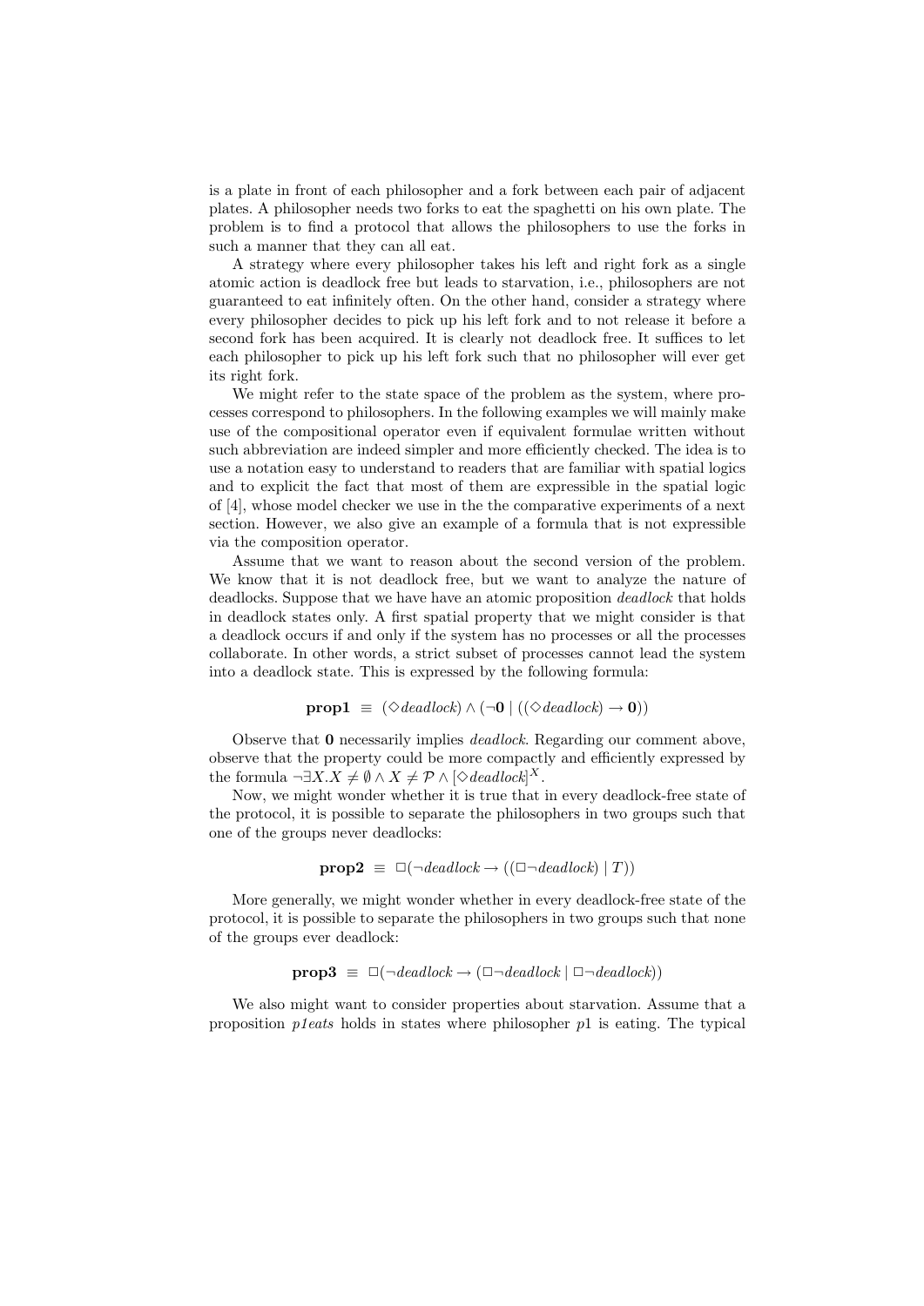is a plate in front of each philosopher and a fork between each pair of adjacent plates. A philosopher needs two forks to eat the spaghetti on his own plate. The problem is to find a protocol that allows the philosophers to use the forks in such a manner that they can all eat.

A strategy where every philosopher takes his left and right fork as a single atomic action is deadlock free but leads to starvation, i.e., philosophers are not guaranteed to eat infinitely often. On the other hand, consider a strategy where every philosopher decides to pick up his left fork and to not release it before a second fork has been acquired. It is clearly not deadlock free. It suffices to let each philosopher to pick up his left fork such that no philosopher will ever get its right fork.

We might refer to the state space of the problem as the system, where processes correspond to philosophers. In the following examples we will mainly make use of the compositional operator even if equivalent formulae written without such abbreviation are indeed simpler and more efficiently checked. The idea is to use a notation easy to understand to readers that are familiar with spatial logics and to explicit the fact that most of them are expressible in the spatial logic of [4], whose model checker we use in the the comparative experiments of a next section. However, we also give an example of a formula that is not expressible via the composition operator.

Assume that we want to reason about the second version of the problem. We know that it is not deadlock free, but we want to analyze the nature of deadlocks. Suppose that we have have an atomic proposition *deadlock* that holds in deadlock states only. A first spatial property that we might consider is that a deadlock occurs if and only if the system has no processes or all the processes collaborate. In other words, a strict subset of processes cannot lead the system into a deadlock state. This is expressed by the following formula:

$$\textbf{prop1} \;\equiv\; (\Diamond \mathit{deadlock}) \wedge (\neg \mathbf{0} \mid ((\Diamond \mathit{deadlock}) \rightarrow \mathbf{0}))$$

Observe that $\mathbf{0}$ necessarily implies *deadlock*. Regarding our comment above, observe that the property could be more compactly and efficiently expressed by the formula $\neg \exists X. X \neq \emptyset \wedge X \neq \mathcal{P} \wedge [\Diamond \mathit{deadlock}]^X$.

Now, we might wonder whether it is true that in every deadlock-free state of the protocol, it is possible to separate the philosophers in two groups such that one of the groups never deadlocks:

$$\textbf{prop2} \;\equiv\; \Box(\neg \mathit{deadlock} \rightarrow ((\Box \neg \mathit{deadlock}) \mid T))$$

More generally, we might wonder whether in every deadlock-free state of the protocol, it is possible to separate the philosophers in two groups such that none of the groups ever deadlock:

$$\textbf{prop3} \;\equiv\; \Box(\neg \mathit{deadlock} \rightarrow (\Box \neg \mathit{deadlock} \mid \Box \neg \mathit{deadlock}))$$

We also might want to consider properties about starvation. Assume that a proposition *p1eats* holds in states where philosopher $p1$ is eating. The typical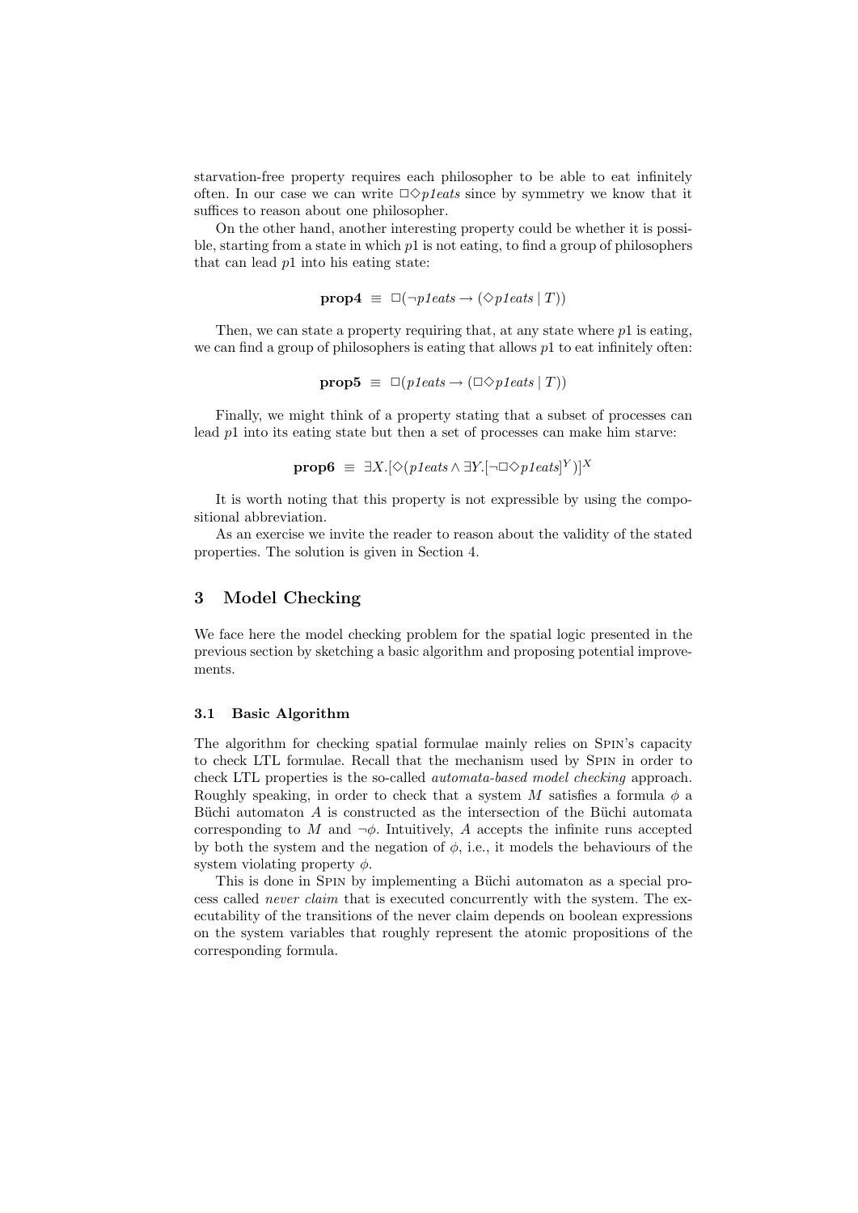starvation-free property requires each philosopher to be able to eat infinitely often. In our case we can write $\Box\Diamond \mathit{p1eats}$ since by symmetry we know that it suffices to reason about one philosopher.

On the other hand, another interesting property could be whether it is possible, starting from a state in which $p1$ is not eating, to find a group of philosophers that can lead $p1$ into his eating state:

$$\mathbf{prop4} \;\equiv\; \Box(\neg \mathit{p1eats} \rightarrow (\Diamond \mathit{p1eats} \mid T))$$

Then, we can state a property requiring that, at any state where $p1$ is eating, we can find a group of philosophers is eating that allows $p1$ to eat infinitely often:

$$\mathbf{prop5} \;\equiv\; \Box(\mathit{p1eats} \rightarrow (\Box\Diamond \mathit{p1eats} \mid T))$$

Finally, we might think of a property stating that a subset of processes can lead $p1$ into its eating state but then a set of processes can make him starve:

$$\mathbf{prop6} \;\equiv\; \exists X.[\Diamond(\mathit{p1eats} \wedge \exists Y.[\neg\Box\Diamond \mathit{p1eats}]^{Y})]^{X}$$

It is worth noting that this property is not expressible by using the compositional abbreviation.

As an exercise we invite the reader to reason about the validity of the stated properties. The solution is given in Section 4.

## 3 Model Checking

We face here the model checking problem for the spatial logic presented in the previous section by sketching a basic algorithm and proposing potential improvements.

### 3.1 Basic Algorithm

The algorithm for checking spatial formulae mainly relies on Spin's capacity to check LTL formulae. Recall that the mechanism used by Spin in order to check LTL properties is the so-called *automata-based model checking* approach. Roughly speaking, in order to check that a system $M$ satisfies a formula $\phi$ a Büchi automaton $A$ is constructed as the intersection of the Büchi automata corresponding to $M$ and $\neg\phi$. Intuitively, $A$ accepts the infinite runs accepted by both the system and the negation of $\phi$, i.e., it models the behaviours of the system violating property $\phi$.

This is done in Spin by implementing a Büchi automaton as a special process called *never claim* that is executed concurrently with the system. The executability of the transitions of the never claim depends on boolean expressions on the system variables that roughly represent the atomic propositions of the corresponding formula.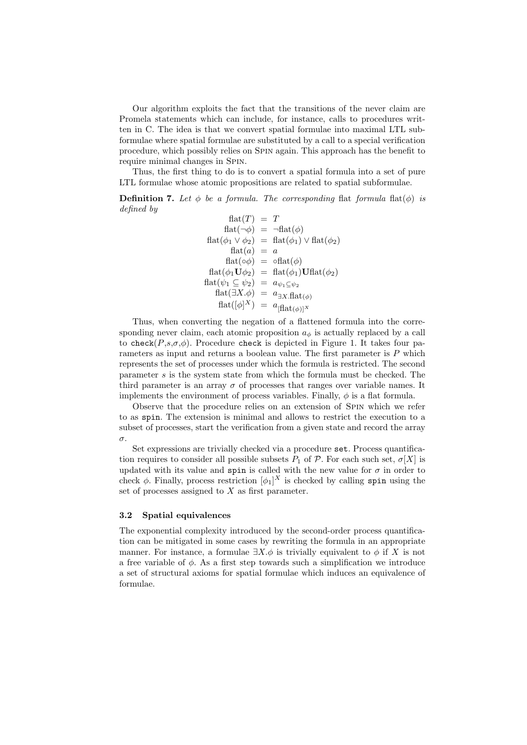Our algorithm exploits the fact that the transitions of the never claim are Promela statements which can include, for instance, calls to procedures written in C. The idea is that we convert spatial formulae into maximal LTL subformulae where spatial formulae are substituted by a call to a special verification procedure, which possibly relies on Spin again. This approach has the benefit to require minimal changes in Spin.

Thus, the first thing to do is to convert a spatial formula into a set of pure LTL formulae whose atomic propositions are related to spatial subformulae.

**Definition 7.** *Let $\phi$ be a formula. The corresponding* flat *formula* $\mathrm{flat}(\phi)$ *is defined by*

$$
\begin{aligned}
\mathrm{flat}(T) &= T\\
\mathrm{flat}(\neg\phi) &= \neg\mathrm{flat}(\phi)\\
\mathrm{flat}(\phi_1 \vee \phi_2) &= \mathrm{flat}(\phi_1) \vee \mathrm{flat}(\phi_2)\\
\mathrm{flat}(a) &= a\\
\mathrm{flat}(\circ\phi) &= \circ\mathrm{flat}(\phi)\\
\mathrm{flat}(\phi_1 \mathbf{U} \phi_2) &= \mathrm{flat}(\phi_1)\mathbf{U}\mathrm{flat}(\phi_2)\\
\mathrm{flat}(\psi_1 \subseteq \psi_2) &= a_{\psi_1 \subseteq \psi_2}\\
\mathrm{flat}(\exists X.\phi) &= a_{\exists X.\mathrm{flat}(\phi)}\\
\mathrm{flat}([\phi]^X) &= a_{[\mathrm{flat}(\phi)]^X}
\end{aligned}
$$

Thus, when converting the negation of a flattened formula into the corresponding never claim, each atomic proposition $a_\phi$ is actually replaced by a call to `check`($P$,$s$,$\sigma$,$\phi$). Procedure `check` is depicted in Figure 1. It takes four parameters as input and returns a boolean value. The first parameter is $P$ which represents the set of processes under which the formula is restricted. The second parameter $s$ is the system state from which the formula must be checked. The third parameter is an array $\sigma$ of processes that ranges over variable names. It implements the environment of process variables. Finally, $\phi$ is a flat formula.

Observe that the procedure relies on an extension of Spin which we refer to as `spin`. The extension is minimal and allows to restrict the execution to a subset of processes, start the verification from a given state and record the array $\sigma$.

Set expressions are trivially checked via a procedure `set`. Process quantification requires to consider all possible subsets $P_1$ of $\mathcal{P}$. For each such set, $\sigma[X]$ is updated with its value and `spin` is called with the new value for $\sigma$ in order to check $\phi$. Finally, process restriction $[\phi_1]^X$ is checked by calling `spin` using the set of processes assigned to $X$ as first parameter.

### 3.2 Spatial equivalences

The exponential complexity introduced by the second-order process quantification can be mitigated in some cases by rewriting the formula in an appropriate manner. For instance, a formulae $\exists X.\phi$ is trivially equivalent to $\phi$ if $X$ is not a free variable of $\phi$. As a first step towards such a simplification we introduce a set of structural axioms for spatial formulae which induces an equivalence of formulae.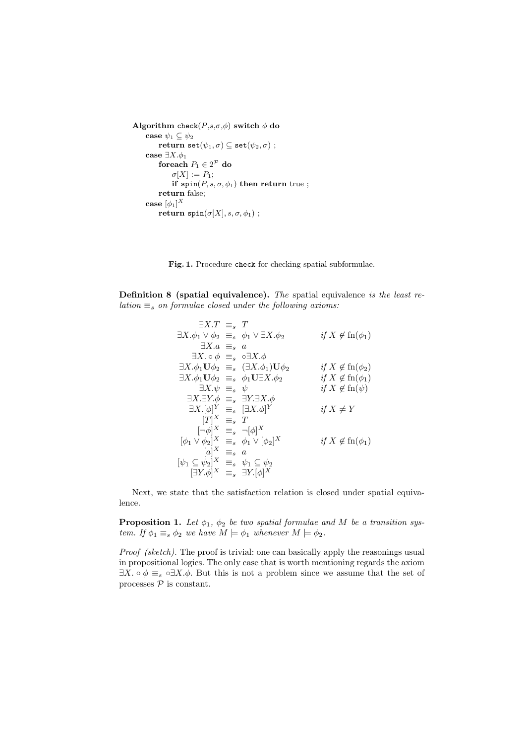```
Algorithm check(P,s,σ,φ) switch φ do
    case ψ1 ⊆ ψ2
        return set(ψ1, σ) ⊆ set(ψ2, σ) ;
    case ∃X.φ1
        foreach P1 ∈ 2^𝒫 do
            σ[X] := P1;
            if spin(P, s, σ, φ1) then return true ;
        return false;
    case [φ1]^X
        return spin(σ[X], s, σ, φ1) ;
```

**Fig. 1.** Procedure `check` for checking spatial subformulae.

**Definition 8 (spatial equivalence).** *The* spatial equivalence *is the least relation* $\equiv_s$ *on formulae closed under the following axioms:*

$$
\begin{array}{rcll}
\exists X.T & \equiv_s & T & \\
\exists X.\phi_1 \vee \phi_2 & \equiv_s & \phi_1 \vee \exists X.\phi_2 & \textit{if } X \notin \mathrm{fn}(\phi_1) \\
\exists X.a & \equiv_s & a & \\
\exists X. \circ \phi & \equiv_s & \circ \exists X.\phi & \\
\exists X.\phi_1 \mathbf{U} \phi_2 & \equiv_s & (\exists X.\phi_1)\mathbf{U}\phi_2 & \textit{if } X \notin \mathrm{fn}(\phi_2) \\
\exists X.\phi_1 \mathbf{U} \phi_2 & \equiv_s & \phi_1 \mathbf{U} \exists X.\phi_2 & \textit{if } X \notin \mathrm{fn}(\phi_1) \\
\exists X.\psi & \equiv_s & \psi & \textit{if } X \notin \mathrm{fn}(\psi) \\
\exists X.\exists Y.\phi & \equiv_s & \exists Y.\exists X.\phi & \\
\exists X.[\phi]^Y & \equiv_s & [\exists X.\phi]^Y & \textit{if } X \neq Y \\
[T]^X & \equiv_s & T & \\
[\neg\phi]^X & \equiv_s & \neg[\phi]^X & \\
[\phi_1 \vee \phi_2]^X & \equiv_s & \phi_1 \vee [\phi_2]^X & \textit{if } X \notin \mathrm{fn}(\phi_1) \\
[a]^X & \equiv_s & a & \\
[\psi_1 \subseteq \psi_2]^X & \equiv_s & \psi_1 \subseteq \psi_2 & \\
[\exists Y.\phi]^X & \equiv_s & \exists Y.[\phi]^X &
\end{array}
$$

Next, we state that the satisfaction relation is closed under spatial equivalence.

**Proposition 1.** *Let* $\phi_1$, $\phi_2$ *be two spatial formulae and* $M$ *be a transition system. If* $\phi_1 \equiv_s \phi_2$ *we have* $M \models \phi_1$ *whenever* $M \models \phi_2$.

*Proof (sketch).* The proof is trivial: one can basically apply the reasonings usual in propositional logics. The only case that is worth mentioning regards the axiom $\exists X. \circ \phi \equiv_s \circ \exists X.\phi$. But this is not a problem since we assume that the set of processes $\mathcal{P}$ is constant.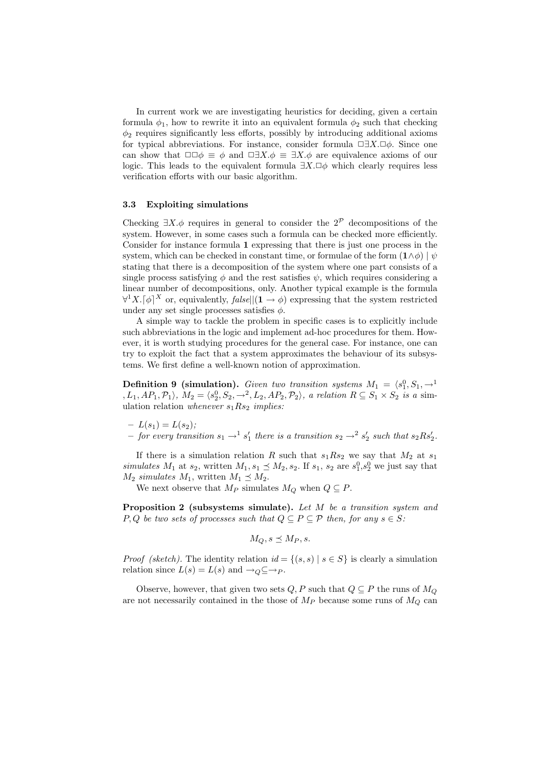In current work we are investigating heuristics for deciding, given a certain formula $\phi_1$, how to rewrite it into an equivalent formula $\phi_2$ such that checking $\phi_2$ requires significantly less efforts, possibly by introducing additional axioms for typical abbreviations. For instance, consider formula $\Box\exists X.\Box\phi$. Since one can show that $\Box\Box\phi \equiv \phi$ and $\Box\exists X.\phi \equiv \exists X.\phi$ are equivalence axioms of our logic. This leads to the equivalent formula $\exists X.\Box\phi$ which clearly requires less verification efforts with our basic algorithm.

### 3.3 Exploiting simulations

Checking $\exists X.\phi$ requires in general to consider the $2^{\mathcal{P}}$ decompositions of the system. However, in some cases such a formula can be checked more efficiently. Consider for instance formula **1** expressing that there is just one process in the system, which can be checked in constant time, or formulae of the form $(\mathbf{1}\wedge\phi) \mid \psi$ stating that there is a decomposition of the system where one part consists of a single process satisfying $\phi$ and the rest satisfies $\psi$, which requires considering a linear number of decompositions, only. Another typical example is the formula $\forall^1 X.\lceil\phi\rceil^X$ or, equivalently, $\mathit{false}||(\mathbf{1} \rightarrow \phi)$ expressing that the system restricted under any set single processes satisfies $\phi$.

A simple way to tackle the problem in specific cases is to explicitly include such abbreviations in the logic and implement ad-hoc procedures for them. However, it is worth studying procedures for the general case. For instance, one can try to exploit the fact that a system approximates the behaviour of its subsystems. We first define a well-known notion of approximation.

**Definition 9 (simulation).** *Given two transition systems $M_1 = \langle s_1^0, S_1, \rightarrow^1, L_1, AP_1, \mathcal{P}_1\rangle$, $M_2 = \langle s_2^0, S_2, \rightarrow^2, L_2, AP_2, \mathcal{P}_2\rangle$, a relation $R \subseteq S_1 \times S_2$ is a* simulation relation *whenever $s_1 R s_2$ implies:*

- *$L(s_1) = L(s_2)$;*
- *for every transition $s_1 \rightarrow^1 s_1'$ there is a transition $s_2 \rightarrow^2 s_2'$ such that $s_2 R s_2'$.*

If there is a simulation relation $R$ such that $s_1 R s_2$ we say that $M_2$ at $s_1$ *simulates* $M_1$ at $s_2$, written $M_1, s_1 \preceq M_2, s_2$. If $s_1$, $s_2$ are $s_1^0$,$s_2^0$ we just say that $M_2$ *simulates* $M_1$, written $M_1 \preceq M_2$.

We next observe that $M_P$ simulates $M_Q$ when $Q \subseteq P$.

**Proposition 2 (subsystems simulate).** *Let $M$ be a transition system and $P, Q$ be two sets of processes such that $Q \subseteq P \subseteq \mathcal{P}$ then, for any $s \in S$:*

$$M_Q, s \preceq M_P, s.$$

*Proof (sketch).* The identity relation $id = \{(s, s) \mid s \in S\}$ is clearly a simulation relation since $L(s) = L(s)$ and $\rightarrow_Q \subseteq \rightarrow_P$.

Observe, however, that given two sets $Q, P$ such that $Q \subseteq P$ the runs of $M_Q$ are not necessarily contained in the those of $M_P$ because some runs of $M_Q$ can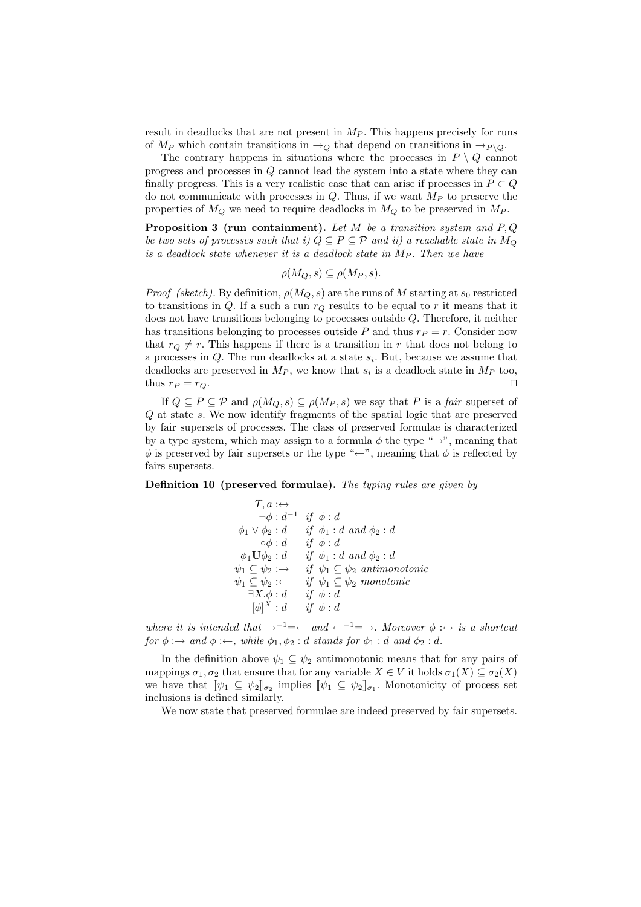result in deadlocks that are not present in $M_P$. This happens precisely for runs of $M_P$ which contain transitions in $\rightarrow_Q$ that depend on transitions in $\rightarrow_{P\setminus Q}$.

The contrary happens in situations where the processes in $P \setminus Q$ cannot progress and processes in $Q$ cannot lead the system into a state where they can finally progress. This is a very realistic case that can arise if processes in $P \subset Q$ do not communicate with processes in $Q$. Thus, if we want $M_P$ to preserve the properties of $M_Q$ we need to require deadlocks in $M_Q$ to be preserved in $M_P$.

**Proposition 3 (run containment).** *Let $M$ be a transition system and $P, Q$ be two sets of processes such that i) $Q \subseteq P \subseteq \mathcal{P}$ and ii) a reachable state in $M_Q$ is a deadlock state whenever it is a deadlock state in $M_P$. Then we have*

$$\rho(M_Q, s) \subseteq \rho(M_P, s).$$

*Proof (sketch).* By definition, $\rho(M_Q, s)$ are the runs of $M$ starting at $s_0$ restricted to transitions in $Q$. If a such a run $r_Q$ results to be equal to $r$ it means that it does not have transitions belonging to processes outside $Q$. Therefore, it neither has transitions belonging to processes outside $P$ and thus $r_P = r$. Consider now that $r_Q \neq r$. This happens if there is a transition in $r$ that does not belong to a processes in $Q$. The run deadlocks at a state $s_i$. But, because we assume that deadlocks are preserved in $M_P$, we know that $s_i$ is a deadlock state in $M_P$ too, thus $r_P = r_Q$. $\square$

If $Q \subseteq P \subseteq \mathcal{P}$ and $\rho(M_Q, s) \subseteq \rho(M_P, s)$ we say that $P$ is a *fair* superset of $Q$ at state $s$. We now identify fragments of the spatial logic that are preserved by fair supersets of processes. The class of preserved formulae is characterized by a type system, which may assign to a formula $\phi$ the type "$\rightarrow$", meaning that $\phi$ is preserved by fair supersets or the type "$\leftarrow$", meaning that $\phi$ is reflected by fairs supersets.

**Definition 10 (preserved formulae).** *The typing rules are given by*

$$
\begin{array}{rl}
T, a :\leftrightarrow & \\
\neg\phi : d^{-1} & \textit{if } \phi : d \\
\phi_1 \vee \phi_2 : d & \textit{if } \phi_1 : d \textit{ and } \phi_2 : d \\
\circ\phi : d & \textit{if } \phi : d \\
\phi_1 \mathbf{U} \phi_2 : d & \textit{if } \phi_1 : d \textit{ and } \phi_2 : d \\
\psi_1 \subseteq \psi_2 :\rightarrow & \textit{if } \psi_1 \subseteq \psi_2 \textit{ antimonotonic} \\
\psi_1 \subseteq \psi_2 :\leftarrow & \textit{if } \psi_1 \subseteq \psi_2 \textit{ monotonic} \\
\exists X.\phi : d & \textit{if } \phi : d \\
[\phi]^X : d & \textit{if } \phi : d
\end{array}
$$

*where it is intended that $\rightarrow^{-1} = \leftarrow$ and $\leftarrow^{-1} = \rightarrow$. Moreover $\phi :\leftrightarrow$ is a shortcut for $\phi :\rightarrow$ and $\phi :\leftarrow$, while $\phi_1, \phi_2 : d$ stands for $\phi_1 : d$ and $\phi_2 : d$.*

In the definition above $\psi_1 \subseteq \psi_2$ antimonotonic means that for any pairs of mappings $\sigma_1, \sigma_2$ that ensure that for any variable $X \in V$ it holds $\sigma_1(X) \subseteq \sigma_2(X)$ we have that $[\![\psi_1 \subseteq \psi_2]\!]_{\sigma_2}$ implies $[\![\psi_1 \subseteq \psi_2]\!]_{\sigma_1}$. Monotonicity of process set inclusions is defined similarly.

We now state that preserved formulae are indeed preserved by fair supersets.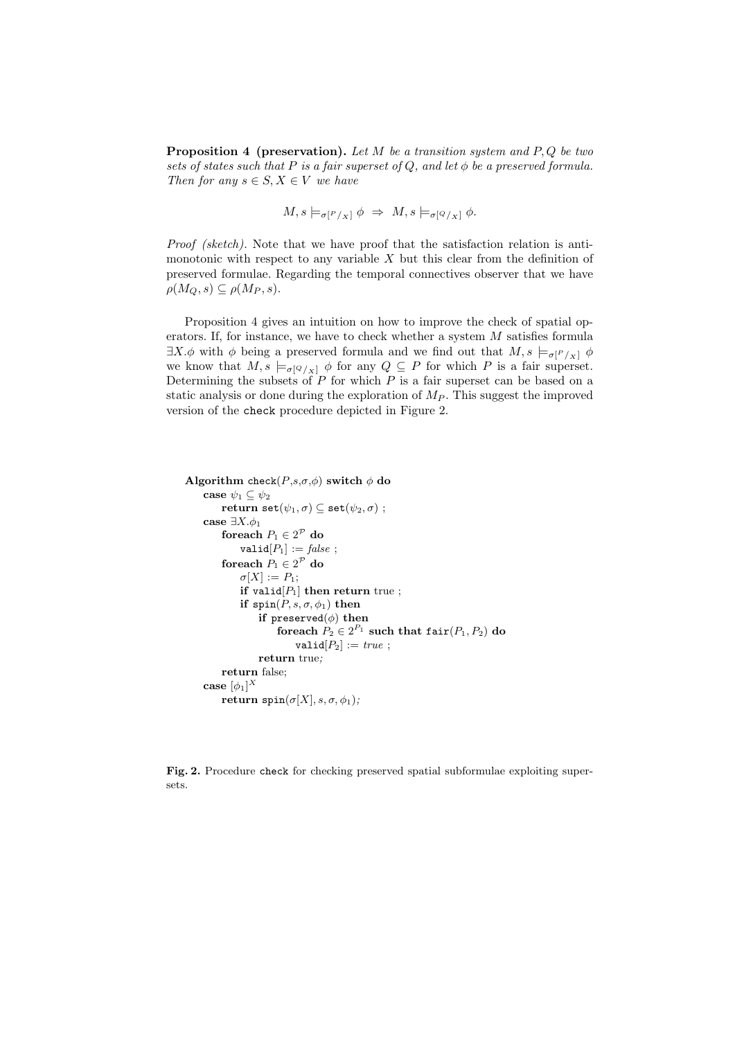**Proposition 4 (preservation).** *Let $M$ be a transition system and $P, Q$ be two sets of states such that $P$ is a fair superset of $Q$, and let $\phi$ be a preserved formula. Then for any $s \in S, X \in V$ we have*

$$M, s \models_{\sigma[^P/_X]} \phi \;\Rightarrow\; M, s \models_{\sigma[^Q/_X]} \phi.$$

*Proof (sketch).* Note that we have proof that the satisfaction relation is anti-monotonic with respect to any variable $X$ but this clear from the definition of preserved formulae. Regarding the temporal connectives observer that we have $\rho(M_Q, s) \subseteq \rho(M_P, s)$.

Proposition 4 gives an intuition on how to improve the check of spatial operators. If, for instance, we have to check whether a system $M$ satisfies formula $\exists X.\phi$ with $\phi$ being a preserved formula and we find out that $M, s \models_{\sigma[^P/_X]} \phi$ we know that $M, s \models_{\sigma[^Q/_X]} \phi$ for any $Q \subseteq P$ for which $P$ is a fair superset. Determining the subsets of $P$ for which $P$ is a fair superset can be based on a static analysis or done during the exploration of $M_P$. This suggest the improved version of the `check` procedure depicted in Figure 2.

```
Algorithm check(P,s,σ,φ) switch φ do
    case ψ1 ⊆ ψ2
        return set(ψ1, σ) ⊆ set(ψ2, σ) ;
    case ∃X.φ1
        foreach P1 ∈ 2^𝒫 do
            valid[P1] := false ;
        foreach P1 ∈ 2^𝒫 do
            σ[X] := P1;
            if valid[P1] then return true ;
            if spin(P, s, σ, φ1) then
                if preserved(φ) then
                    foreach P2 ∈ 2^P1 such that fair(P1, P2) do
                        valid[P2] := true ;
                return true;
        return false;
    case [φ1]^X
        return spin(σ[X], s, σ, φ1);
```

**Fig. 2.** Procedure `check` for checking preserved spatial subformulae exploiting supersets.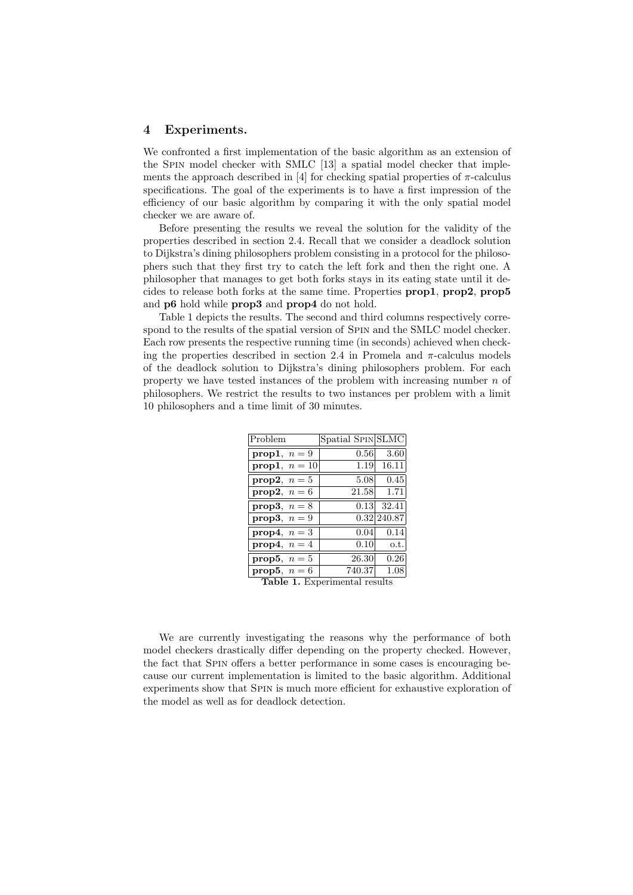## 4 Experiments.

We confronted a first implementation of the basic algorithm as an extension of the Spin model checker with SMLC [13] a spatial model checker that implements the approach described in [4] for checking spatial properties of $\pi$-calculus specifications. The goal of the experiments is to have a first impression of the efficiency of our basic algorithm by comparing it with the only spatial model checker we are aware of.

Before presenting the results we reveal the solution for the validity of the properties described in section 2.4. Recall that we consider a deadlock solution to Dijkstra's dining philosophers problem consisting in a protocol for the philosophers such that they first try to catch the left fork and then the right one. A philosopher that manages to get both forks stays in its eating state until it decides to release both forks at the same time. Properties **prop1**, **prop2**, **prop5** and **p6** hold while **prop3** and **prop4** do not hold.

Table 1 depicts the results. The second and third columns respectively correspond to the results of the spatial version of Spin and the SMLC model checker. Each row presents the respective running time (in seconds) achieved when checking the properties described in section 2.4 in Promela and $\pi$-calculus models of the deadlock solution to Dijkstra's dining philosophers problem. For each property we have tested instances of the problem with increasing number $n$ of philosophers. We restrict the results to two instances per problem with a limit 10 philosophers and a time limit of 30 minutes.

| Problem | Spatial Spin | SMLC |
|---|---|---|
| **prop1**, $n = 9$ | 0.56 | 3.60 |
| **prop1**, $n = 10$ | 1.19 | 16.11 |
| **prop2**, $n = 5$ | 5.08 | 0.45 |
| **prop2**, $n = 6$ | 21.58 | 1.71 |
| **prop3**, $n = 8$ | 0.13 | 32.41 |
| **prop3**, $n = 9$ | 0.32 | 240.87 |
| **prop4**, $n = 3$ | 0.04 | 0.14 |
| **prop4**, $n = 4$ | 0.10 | o.t. |
| **prop5**, $n = 5$ | 26.30 | 0.26 |
| **prop5**, $n = 6$ | 740.37 | 1.08 |

**Table 1.** Experimental results

We are currently investigating the reasons why the performance of both model checkers drastically differ depending on the property checked. However, the fact that Spin offers a better performance in some cases is encouraging because our current implementation is limited to the basic algorithm. Additional experiments show that Spin is much more efficient for exhaustive exploration of the model as well as for deadlock detection.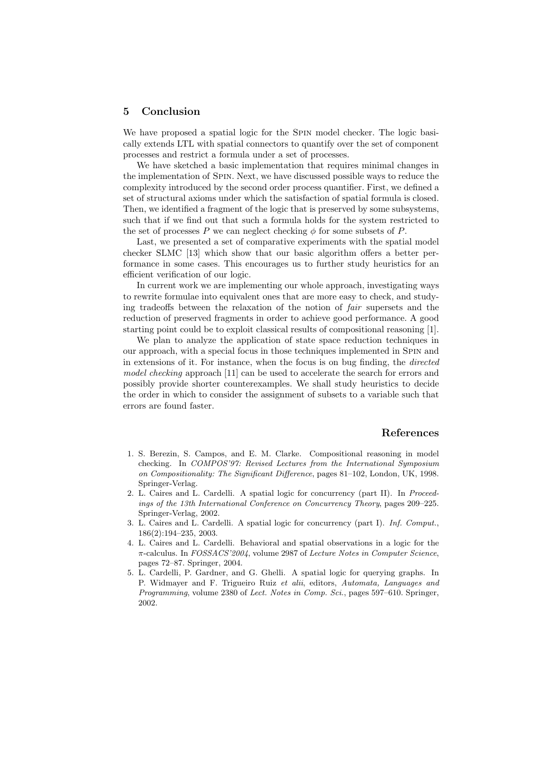## 5 Conclusion

We have proposed a spatial logic for the Spin model checker. The logic basically extends LTL with spatial connectors to quantify over the set of component processes and restrict a formula under a set of processes.

We have sketched a basic implementation that requires minimal changes in the implementation of Spin. Next, we have discussed possible ways to reduce the complexity introduced by the second order process quantifier. First, we defined a set of structural axioms under which the satisfaction of spatial formula is closed. Then, we identified a fragment of the logic that is preserved by some subsystems, such that if we find out that such a formula holds for the system restricted to the set of processes $P$ we can neglect checking $\phi$ for some subsets of $P$.

Last, we presented a set of comparative experiments with the spatial model checker SLMC [13] which show that our basic algorithm offers a better performance in some cases. This encourages us to further study heuristics for an efficient verification of our logic.

In current work we are implementing our whole approach, investigating ways to rewrite formulae into equivalent ones that are more easy to check, and studying tradeoffs between the relaxation of the notion of *fair* supersets and the reduction of preserved fragments in order to achieve good performance. A good starting point could be to exploit classical results of compositional reasoning [1].

We plan to analyze the application of state space reduction techniques in our approach, with a special focus in those techniques implemented in Spin and in extensions of it. For instance, when the focus is on bug finding, the *directed model checking* approach [11] can be used to accelerate the search for errors and possibly provide shorter counterexamples. We shall study heuristics to decide the order in which to consider the assignment of subsets to a variable such that errors are found faster.

## References

1. S. Berezin, S. Campos, and E. M. Clarke. Compositional reasoning in model checking. In *COMPOS'97: Revised Lectures from the International Symposium on Compositionality: The Significant Difference*, pages 81–102, London, UK, 1998. Springer-Verlag.
2. L. Caires and L. Cardelli. A spatial logic for concurrency (part II). In *Proceedings of the 13th International Conference on Concurrency Theory*, pages 209–225. Springer-Verlag, 2002.
3. L. Caires and L. Cardelli. A spatial logic for concurrency (part I). *Inf. Comput.*, 186(2):194–235, 2003.
4. L. Caires and L. Cardelli. Behavioral and spatial observations in a logic for the $\pi$-calculus. In *FOSSACS'2004*, volume 2987 of *Lecture Notes in Computer Science*, pages 72–87. Springer, 2004.
5. L. Cardelli, P. Gardner, and G. Ghelli. A spatial logic for querying graphs. In P. Widmayer and F. Trigueiro Ruiz *et alii*, editors, *Automata, Languages and Programming*, volume 2380 of *Lect. Notes in Comp. Sci.*, pages 597–610. Springer, 2002.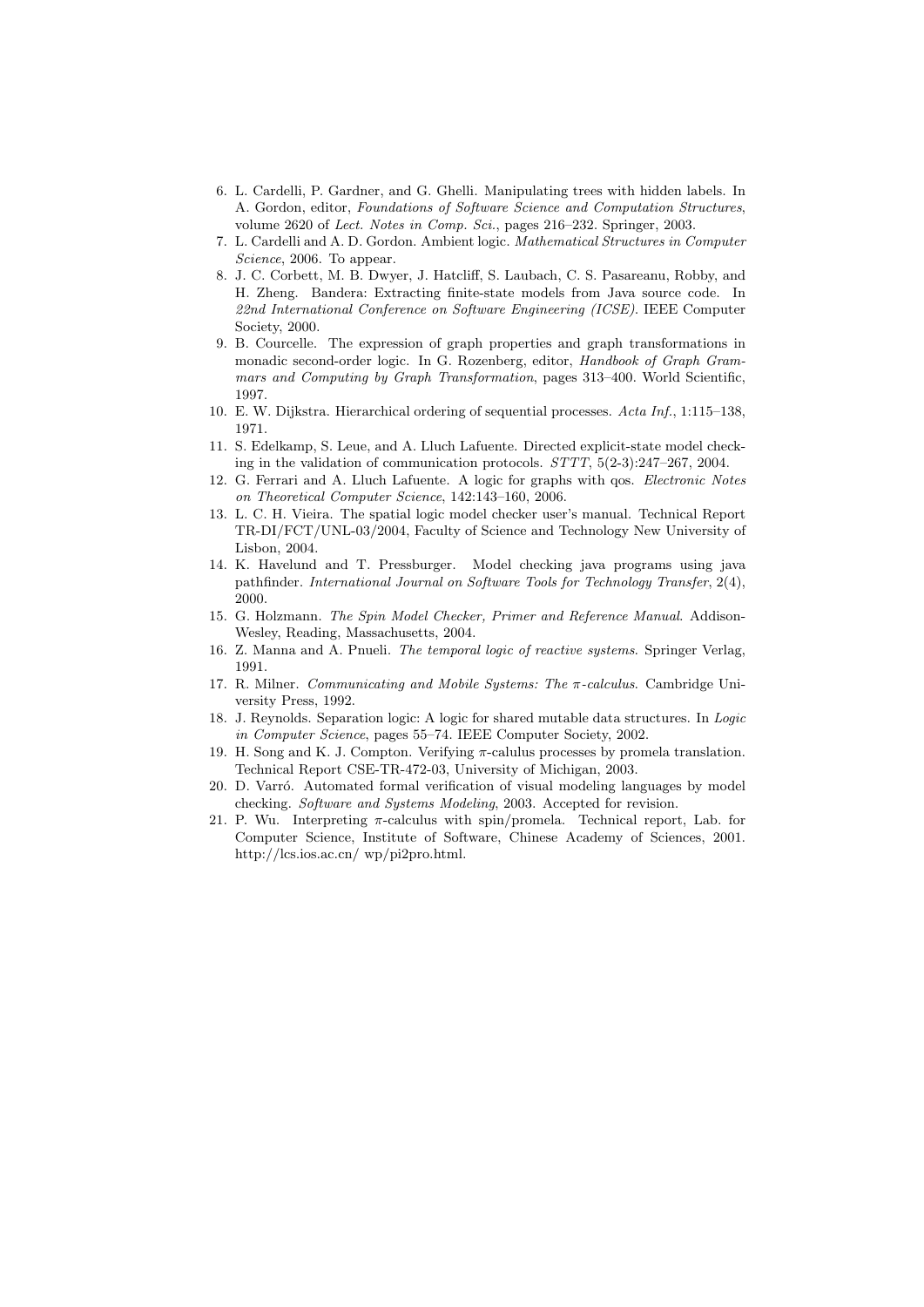6. L. Cardelli, P. Gardner, and G. Ghelli. Manipulating trees with hidden labels. In A. Gordon, editor, *Foundations of Software Science and Computation Structures*, volume 2620 of *Lect. Notes in Comp. Sci.*, pages 216–232. Springer, 2003.
7. L. Cardelli and A. D. Gordon. Ambient logic. *Mathematical Structures in Computer Science*, 2006. To appear.
8. J. C. Corbett, M. B. Dwyer, J. Hatcliff, S. Laubach, C. S. Pasareanu, Robby, and H. Zheng. Bandera: Extracting finite-state models from Java source code. In *22nd International Conference on Software Engineering (ICSE)*. IEEE Computer Society, 2000.
9. B. Courcelle. The expression of graph properties and graph transformations in monadic second-order logic. In G. Rozenberg, editor, *Handbook of Graph Grammars and Computing by Graph Transformation*, pages 313–400. World Scientific, 1997.
10. E. W. Dijkstra. Hierarchical ordering of sequential processes. *Acta Inf.*, 1:115–138, 1971.
11. S. Edelkamp, S. Leue, and A. Lluch Lafuente. Directed explicit-state model checking in the validation of communication protocols. *STTT*, 5(2-3):247–267, 2004.
12. G. Ferrari and A. Lluch Lafuente. A logic for graphs with qos. *Electronic Notes on Theoretical Computer Science*, 142:143–160, 2006.
13. L. C. H. Vieira. The spatial logic model checker user's manual. Technical Report TR-DI/FCT/UNL-03/2004, Faculty of Science and Technology New University of Lisbon, 2004.
14. K. Havelund and T. Pressburger. Model checking java programs using java pathfinder. *International Journal on Software Tools for Technology Transfer*, 2(4), 2000.
15. G. Holzmann. *The Spin Model Checker, Primer and Reference Manual*. Addison-Wesley, Reading, Massachusetts, 2004.
16. Z. Manna and A. Pnueli. *The temporal logic of reactive systems*. Springer Verlag, 1991.
17. R. Milner. *Communicating and Mobile Systems: The $\pi$-calculus*. Cambridge University Press, 1992.
18. J. Reynolds. Separation logic: A logic for shared mutable data structures. In *Logic in Computer Science*, pages 55–74. IEEE Computer Society, 2002.
19. H. Song and K. J. Compton. Verifying $\pi$-calulus processes by promela translation. Technical Report CSE-TR-472-03, University of Michigan, 2003.
20. D. Varró. Automated formal verification of visual modeling languages by model checking. *Software and Systems Modeling*, 2003. Accepted for revision.
21. P. Wu. Interpreting $\pi$-calculus with spin/promela. Technical report, Lab. for Computer Science, Institute of Software, Chinese Academy of Sciences, 2001. http://lcs.ios.ac.cn/ wp/pi2pro.html.